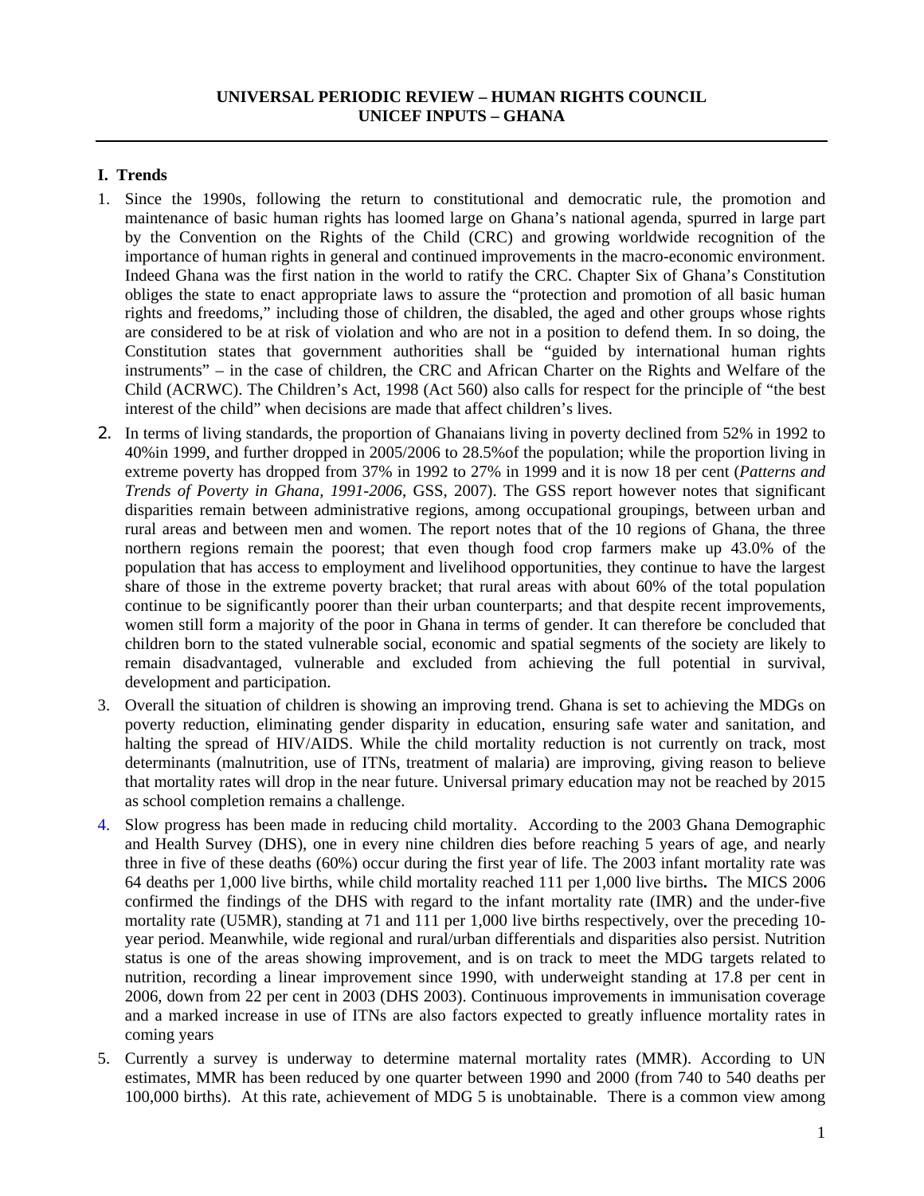**UNIVERSAL PERIODIC REVIEW – HUMAN RIGHTS COUNCIL**
**UNICEF INPUTS – GHANA**

## I. Trends

1. Since the 1990s, following the return to constitutional and democratic rule, the promotion and maintenance of basic human rights has loomed large on Ghana's national agenda, spurred in large part by the Convention on the Rights of the Child (CRC) and growing worldwide recognition of the importance of human rights in general and continued improvements in the macro-economic environment. Indeed Ghana was the first nation in the world to ratify the CRC. Chapter Six of Ghana's Constitution obliges the state to enact appropriate laws to assure the "protection and promotion of all basic human rights and freedoms," including those of children, the disabled, the aged and other groups whose rights are considered to be at risk of violation and who are not in a position to defend them. In so doing, the Constitution states that government authorities shall be "guided by international human rights instruments" – in the case of children, the CRC and African Charter on the Rights and Welfare of the Child (ACRWC). The Children's Act, 1998 (Act 560) also calls for respect for the principle of "the best interest of the child" when decisions are made that affect children's lives.

2. In terms of living standards, the proportion of Ghanaians living in poverty declined from 52% in 1992 to 40%in 1999, and further dropped in 2005/2006 to 28.5%of the population; while the proportion living in extreme poverty has dropped from 37% in 1992 to 27% in 1999 and it is now 18 per cent (*Patterns and Trends of Poverty in Ghana, 1991-2006*, GSS, 2007). The GSS report however notes that significant disparities remain between administrative regions, among occupational groupings, between urban and rural areas and between men and women. The report notes that of the 10 regions of Ghana, the three northern regions remain the poorest; that even though food crop farmers make up 43.0% of the population that has access to employment and livelihood opportunities, they continue to have the largest share of those in the extreme poverty bracket; that rural areas with about 60% of the total population continue to be significantly poorer than their urban counterparts; and that despite recent improvements, women still form a majority of the poor in Ghana in terms of gender. It can therefore be concluded that children born to the stated vulnerable social, economic and spatial segments of the society are likely to remain disadvantaged, vulnerable and excluded from achieving the full potential in survival, development and participation.

3. Overall the situation of children is showing an improving trend. Ghana is set to achieving the MDGs on poverty reduction, eliminating gender disparity in education, ensuring safe water and sanitation, and halting the spread of HIV/AIDS. While the child mortality reduction is not currently on track, most determinants (malnutrition, use of ITNs, treatment of malaria) are improving, giving reason to believe that mortality rates will drop in the near future. Universal primary education may not be reached by 2015 as school completion remains a challenge.

4. Slow progress has been made in reducing child mortality. According to the 2003 Ghana Demographic and Health Survey (DHS), one in every nine children dies before reaching 5 years of age, and nearly three in five of these deaths (60%) occur during the first year of life. The 2003 infant mortality rate was 64 deaths per 1,000 live births, while child mortality reached 111 per 1,000 live births**.** The MICS 2006 confirmed the findings of the DHS with regard to the infant mortality rate (IMR) and the under-five mortality rate (U5MR), standing at 71 and 111 per 1,000 live births respectively, over the preceding 10-year period. Meanwhile, wide regional and rural/urban differentials and disparities also persist. Nutrition status is one of the areas showing improvement, and is on track to meet the MDG targets related to nutrition, recording a linear improvement since 1990, with underweight standing at 17.8 per cent in 2006, down from 22 per cent in 2003 (DHS 2003). Continuous improvements in immunisation coverage and a marked increase in use of ITNs are also factors expected to greatly influence mortality rates in coming years

5. Currently a survey is underway to determine maternal mortality rates (MMR). According to UN estimates, MMR has been reduced by one quarter between 1990 and 2000 (from 740 to 540 deaths per 100,000 births). At this rate, achievement of MDG 5 is unobtainable. There is a common view among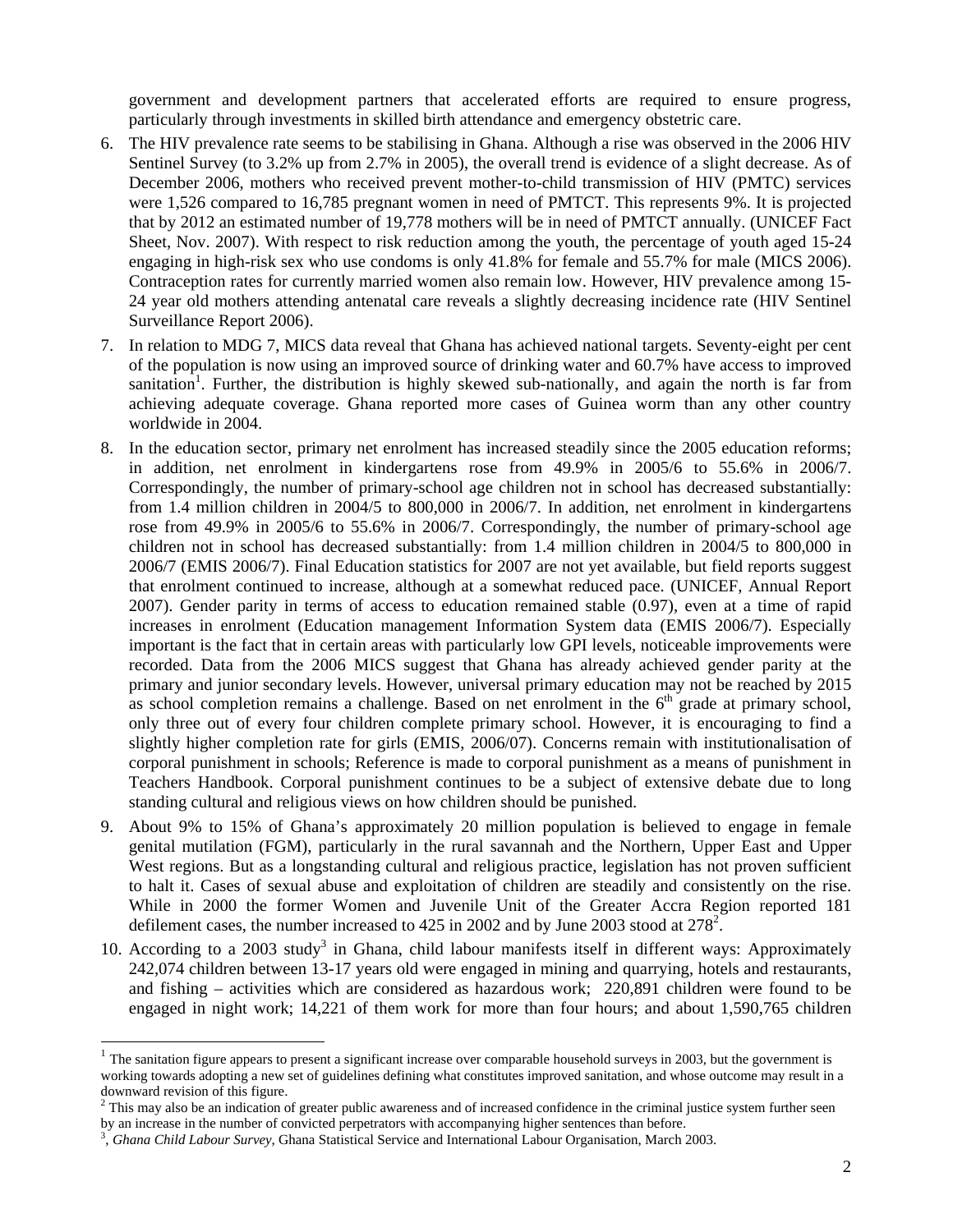government and development partners that accelerated efforts are required to ensure progress, particularly through investments in skilled birth attendance and emergency obstetric care.

6. The HIV prevalence rate seems to be stabilising in Ghana. Although a rise was observed in the 2006 HIV Sentinel Survey (to 3.2% up from 2.7% in 2005), the overall trend is evidence of a slight decrease. As of December 2006, mothers who received prevent mother-to-child transmission of HIV (PMTC) services were 1,526 compared to 16,785 pregnant women in need of PMTCT. This represents 9%. It is projected that by 2012 an estimated number of 19,778 mothers will be in need of PMTCT annually. (UNICEF Fact Sheet, Nov. 2007). With respect to risk reduction among the youth, the percentage of youth aged 15-24 engaging in high-risk sex who use condoms is only 41.8% for female and 55.7% for male (MICS 2006). Contraception rates for currently married women also remain low. However, HIV prevalence among 15-24 year old mothers attending antenatal care reveals a slightly decreasing incidence rate (HIV Sentinel Surveillance Report 2006).

7. In relation to MDG 7, MICS data reveal that Ghana has achieved national targets. Seventy-eight per cent of the population is now using an improved source of drinking water and 60.7% have access to improved sanitation[1]. Further, the distribution is highly skewed sub-nationally, and again the north is far from achieving adequate coverage. Ghana reported more cases of Guinea worm than any other country worldwide in 2004.

8. In the education sector, primary net enrolment has increased steadily since the 2005 education reforms; in addition, net enrolment in kindergartens rose from 49.9% in 2005/6 to 55.6% in 2006/7. Correspondingly, the number of primary-school age children not in school has decreased substantially: from 1.4 million children in 2004/5 to 800,000 in 2006/7. In addition, net enrolment in kindergartens rose from 49.9% in 2005/6 to 55.6% in 2006/7. Correspondingly, the number of primary-school age children not in school has decreased substantially: from 1.4 million children in 2004/5 to 800,000 in 2006/7 (EMIS 2006/7). Final Education statistics for 2007 are not yet available, but field reports suggest that enrolment continued to increase, although at a somewhat reduced pace. (UNICEF, Annual Report 2007). Gender parity in terms of access to education remained stable (0.97), even at a time of rapid increases in enrolment (Education management Information System data (EMIS 2006/7). Especially important is the fact that in certain areas with particularly low GPI levels, noticeable improvements were recorded. Data from the 2006 MICS suggest that Ghana has already achieved gender parity at the primary and junior secondary levels. However, universal primary education may not be reached by 2015 as school completion remains a challenge. Based on net enrolment in the 6th grade at primary school, only three out of every four children complete primary school. However, it is encouraging to find a slightly higher completion rate for girls (EMIS, 2006/07). Concerns remain with institutionalisation of corporal punishment in schools; Reference is made to corporal punishment as a means of punishment in Teachers Handbook. Corporal punishment continues to be a subject of extensive debate due to long standing cultural and religious views on how children should be punished.

9. About 9% to 15% of Ghana's approximately 20 million population is believed to engage in female genital mutilation (FGM), particularly in the rural savannah and the Northern, Upper East and Upper West regions. But as a longstanding cultural and religious practice, legislation has not proven sufficient to halt it. Cases of sexual abuse and exploitation of children are steadily and consistently on the rise. While in 2000 the former Women and Juvenile Unit of the Greater Accra Region reported 181 defilement cases, the number increased to 425 in 2002 and by June 2003 stood at 278[2].

10. According to a 2003 study[3] in Ghana, child labour manifests itself in different ways: Approximately 242,074 children between 13-17 years old were engaged in mining and quarrying, hotels and restaurants, and fishing – activities which are considered as hazardous work; 220,891 children were found to be engaged in night work; 14,221 of them work for more than four hours; and about 1,590,765 children

---

[1] The sanitation figure appears to present a significant increase over comparable household surveys in 2003, but the government is working towards adopting a new set of guidelines defining what constitutes improved sanitation, and whose outcome may result in a downward revision of this figure.

[2] This may also be an indication of greater public awareness and of increased confidence in the criminal justice system further seen by an increase in the number of convicted perpetrators with accompanying higher sentences than before.

[3], *Ghana Child Labour Survey*, Ghana Statistical Service and International Labour Organisation, March 2003.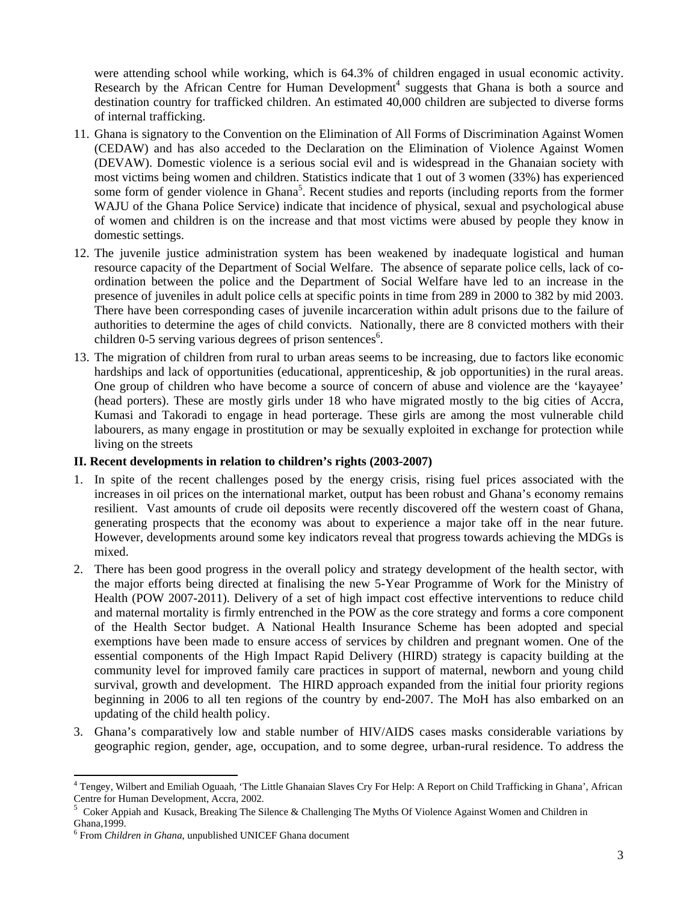were attending school while working, which is 64.3% of children engaged in usual economic activity. Research by the African Centre for Human Development[4] suggests that Ghana is both a source and destination country for trafficked children. An estimated 40,000 children are subjected to diverse forms of internal trafficking.

11. Ghana is signatory to the Convention on the Elimination of All Forms of Discrimination Against Women (CEDAW) and has also acceded to the Declaration on the Elimination of Violence Against Women (DEVAW). Domestic violence is a serious social evil and is widespread in the Ghanaian society with most victims being women and children. Statistics indicate that 1 out of 3 women (33%) has experienced some form of gender violence in Ghana[5]. Recent studies and reports (including reports from the former WAJU of the Ghana Police Service) indicate that incidence of physical, sexual and psychological abuse of women and children is on the increase and that most victims were abused by people they know in domestic settings.

12. The juvenile justice administration system has been weakened by inadequate logistical and human resource capacity of the Department of Social Welfare. The absence of separate police cells, lack of co-ordination between the police and the Department of Social Welfare have led to an increase in the presence of juveniles in adult police cells at specific points in time from 289 in 2000 to 382 by mid 2003. There have been corresponding cases of juvenile incarceration within adult prisons due to the failure of authorities to determine the ages of child convicts. Nationally, there are 8 convicted mothers with their children 0-5 serving various degrees of prison sentences[6].

13. The migration of children from rural to urban areas seems to be increasing, due to factors like economic hardships and lack of opportunities (educational, apprenticeship, & job opportunities) in the rural areas. One group of children who have become a source of concern of abuse and violence are the 'kayayee' (head porters). These are mostly girls under 18 who have migrated mostly to the big cities of Accra, Kumasi and Takoradi to engage in head porterage. These girls are among the most vulnerable child labourers, as many engage in prostitution or may be sexually exploited in exchange for protection while living on the streets

**II. Recent developments in relation to children's rights (2003-2007)**

1. In spite of the recent challenges posed by the energy crisis, rising fuel prices associated with the increases in oil prices on the international market, output has been robust and Ghana's economy remains resilient. Vast amounts of crude oil deposits were recently discovered off the western coast of Ghana, generating prospects that the economy was about to experience a major take off in the near future. However, developments around some key indicators reveal that progress towards achieving the MDGs is mixed.

2. There has been good progress in the overall policy and strategy development of the health sector, with the major efforts being directed at finalising the new 5-Year Programme of Work for the Ministry of Health (POW 2007-2011). Delivery of a set of high impact cost effective interventions to reduce child and maternal mortality is firmly entrenched in the POW as the core strategy and forms a core component of the Health Sector budget. A National Health Insurance Scheme has been adopted and special exemptions have been made to ensure access of services by children and pregnant women. One of the essential components of the High Impact Rapid Delivery (HIRD) strategy is capacity building at the community level for improved family care practices in support of maternal, newborn and young child survival, growth and development. The HIRD approach expanded from the initial four priority regions beginning in 2006 to all ten regions of the country by end-2007. The MoH has also embarked on an updating of the child health policy.

3. Ghana's comparatively low and stable number of HIV/AIDS cases masks considerable variations by geographic region, gender, age, occupation, and to some degree, urban-rural residence. To address the

---

[4] Tengey, Wilbert and Emiliah Oguaah, 'The Little Ghanaian Slaves Cry For Help: A Report on Child Trafficking in Ghana', African Centre for Human Development, Accra, 2002.

[5] Coker Appiah and Kusack, Breaking The Silence & Challenging The Myths Of Violence Against Women and Children in Ghana,1999.

[6] From *Children in Ghana*, unpublished UNICEF Ghana document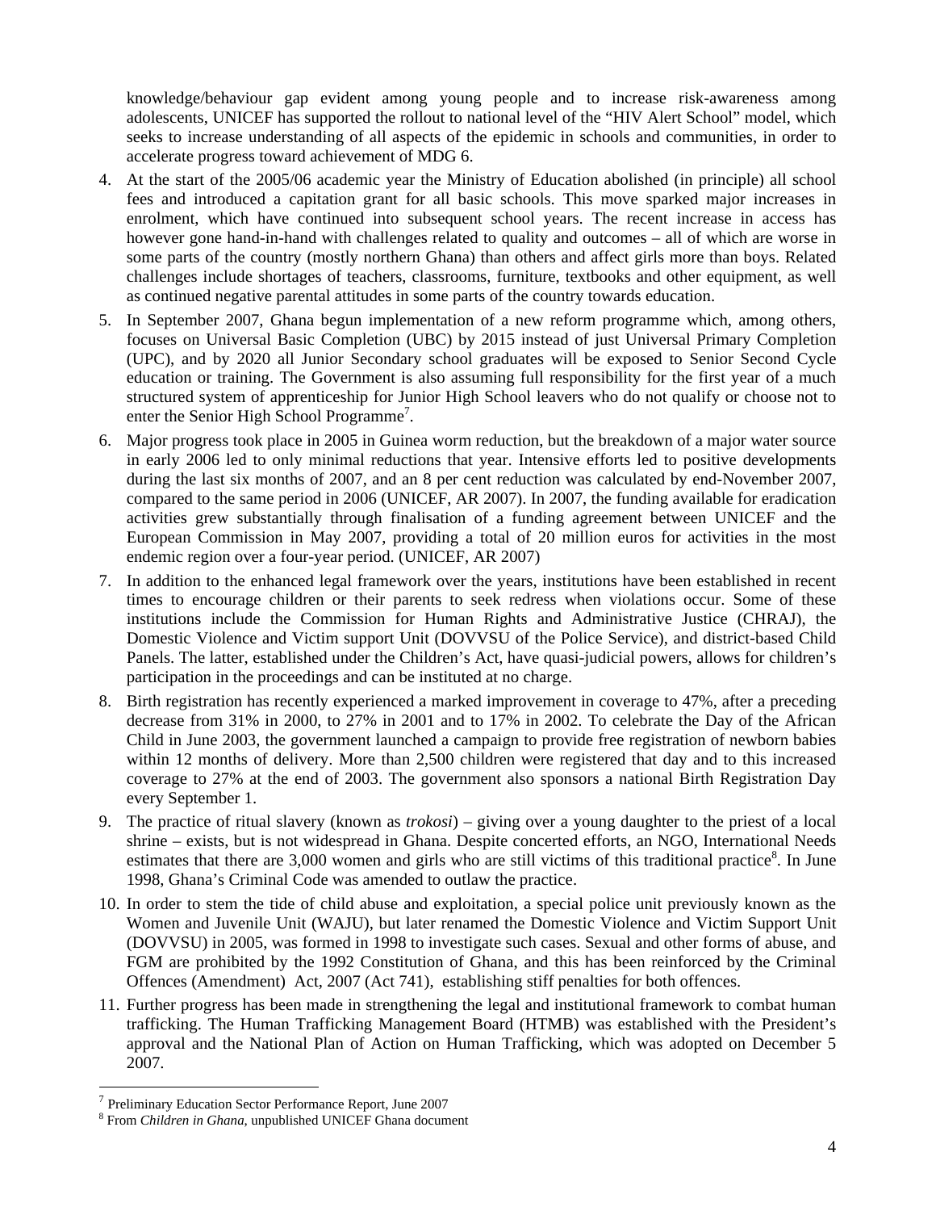knowledge/behaviour gap evident among young people and to increase risk-awareness among adolescents, UNICEF has supported the rollout to national level of the "HIV Alert School" model, which seeks to increase understanding of all aspects of the epidemic in schools and communities, in order to accelerate progress toward achievement of MDG 6.

4. At the start of the 2005/06 academic year the Ministry of Education abolished (in principle) all school fees and introduced a capitation grant for all basic schools. This move sparked major increases in enrolment, which have continued into subsequent school years. The recent increase in access has however gone hand-in-hand with challenges related to quality and outcomes – all of which are worse in some parts of the country (mostly northern Ghana) than others and affect girls more than boys. Related challenges include shortages of teachers, classrooms, furniture, textbooks and other equipment, as well as continued negative parental attitudes in some parts of the country towards education.

5. In September 2007, Ghana begun implementation of a new reform programme which, among others, focuses on Universal Basic Completion (UBC) by 2015 instead of just Universal Primary Completion (UPC), and by 2020 all Junior Secondary school graduates will be exposed to Senior Second Cycle education or training. The Government is also assuming full responsibility for the first year of a much structured system of apprenticeship for Junior High School leavers who do not qualify or choose not to enter the Senior High School Programme[7].

6. Major progress took place in 2005 in Guinea worm reduction, but the breakdown of a major water source in early 2006 led to only minimal reductions that year. Intensive efforts led to positive developments during the last six months of 2007, and an 8 per cent reduction was calculated by end-November 2007, compared to the same period in 2006 (UNICEF, AR 2007). In 2007, the funding available for eradication activities grew substantially through finalisation of a funding agreement between UNICEF and the European Commission in May 2007, providing a total of 20 million euros for activities in the most endemic region over a four-year period. (UNICEF, AR 2007)

7. In addition to the enhanced legal framework over the years, institutions have been established in recent times to encourage children or their parents to seek redress when violations occur. Some of these institutions include the Commission for Human Rights and Administrative Justice (CHRAJ), the Domestic Violence and Victim support Unit (DOVVSU of the Police Service), and district-based Child Panels. The latter, established under the Children's Act, have quasi-judicial powers, allows for children's participation in the proceedings and can be instituted at no charge.

8. Birth registration has recently experienced a marked improvement in coverage to 47%, after a preceding decrease from 31% in 2000, to 27% in 2001 and to 17% in 2002. To celebrate the Day of the African Child in June 2003, the government launched a campaign to provide free registration of newborn babies within 12 months of delivery. More than 2,500 children were registered that day and to this increased coverage to 27% at the end of 2003. The government also sponsors a national Birth Registration Day every September 1.

9. The practice of ritual slavery (known as *trokosi*) – giving over a young daughter to the priest of a local shrine – exists, but is not widespread in Ghana. Despite concerted efforts, an NGO, International Needs estimates that there are 3,000 women and girls who are still victims of this traditional practice[8]. In June 1998, Ghana's Criminal Code was amended to outlaw the practice.

10. In order to stem the tide of child abuse and exploitation, a special police unit previously known as the Women and Juvenile Unit (WAJU), but later renamed the Domestic Violence and Victim Support Unit (DOVVSU) in 2005, was formed in 1998 to investigate such cases. Sexual and other forms of abuse, and FGM are prohibited by the 1992 Constitution of Ghana, and this has been reinforced by the Criminal Offences (Amendment) Act, 2007 (Act 741), establishing stiff penalties for both offences.

11. Further progress has been made in strengthening the legal and institutional framework to combat human trafficking. The Human Trafficking Management Board (HTMB) was established with the President's approval and the National Plan of Action on Human Trafficking, which was adopted on December 5 2007.

---

[7] Preliminary Education Sector Performance Report, June 2007

[8] From *Children in Ghana*, unpublished UNICEF Ghana document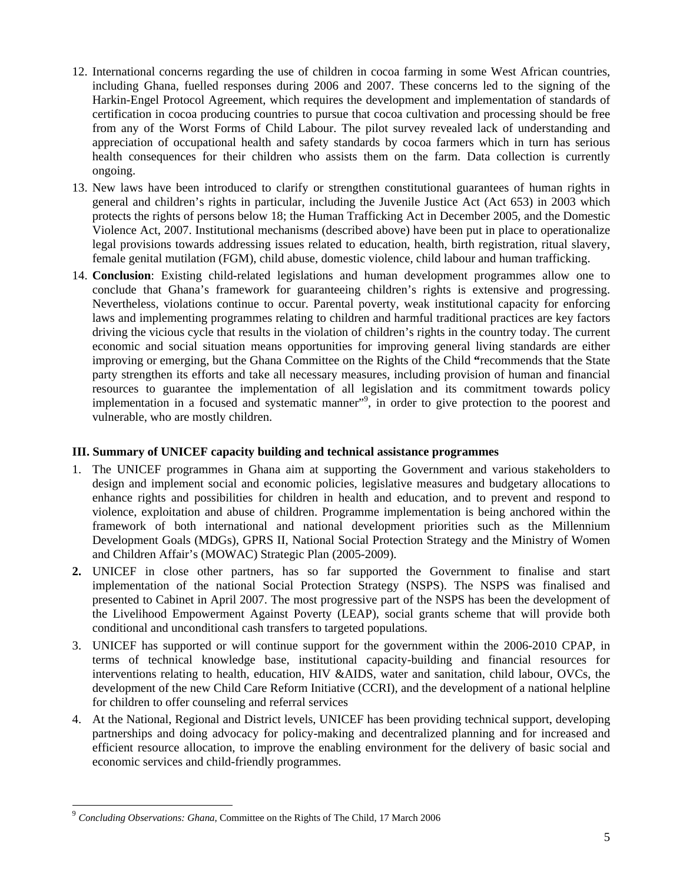12. International concerns regarding the use of children in cocoa farming in some West African countries, including Ghana, fuelled responses during 2006 and 2007. These concerns led to the signing of the Harkin-Engel Protocol Agreement, which requires the development and implementation of standards of certification in cocoa producing countries to pursue that cocoa cultivation and processing should be free from any of the Worst Forms of Child Labour. The pilot survey revealed lack of understanding and appreciation of occupational health and safety standards by cocoa farmers which in turn has serious health consequences for their children who assists them on the farm. Data collection is currently ongoing.

13. New laws have been introduced to clarify or strengthen constitutional guarantees of human rights in general and children's rights in particular, including the Juvenile Justice Act (Act 653) in 2003 which protects the rights of persons below 18; the Human Trafficking Act in December 2005, and the Domestic Violence Act, 2007. Institutional mechanisms (described above) have been put in place to operationalize legal provisions towards addressing issues related to education, health, birth registration, ritual slavery, female genital mutilation (FGM), child abuse, domestic violence, child labour and human trafficking.

14. **Conclusion**: Existing child-related legislations and human development programmes allow one to conclude that Ghana's framework for guaranteeing children's rights is extensive and progressing. Nevertheless, violations continue to occur. Parental poverty, weak institutional capacity for enforcing laws and implementing programmes relating to children and harmful traditional practices are key factors driving the vicious cycle that results in the violation of children's rights in the country today. The current economic and social situation means opportunities for improving general living standards are either improving or emerging, but the Ghana Committee on the Rights of the Child **"**recommends that the State party strengthen its efforts and take all necessary measures, including provision of human and financial resources to guarantee the implementation of all legislation and its commitment towards policy implementation in a focused and systematic manner"[9], in order to give protection to the poorest and vulnerable, who are mostly children.

### III. Summary of UNICEF capacity building and technical assistance programmes

1. The UNICEF programmes in Ghana aim at supporting the Government and various stakeholders to design and implement social and economic policies, legislative measures and budgetary allocations to enhance rights and possibilities for children in health and education, and to prevent and respond to violence, exploitation and abuse of children. Programme implementation is being anchored within the framework of both international and national development priorities such as the Millennium Development Goals (MDGs), GPRS II, National Social Protection Strategy and the Ministry of Women and Children Affair's (MOWAC) Strategic Plan (2005-2009).

2. UNICEF in close other partners, has so far supported the Government to finalise and start implementation of the national Social Protection Strategy (NSPS). The NSPS was finalised and presented to Cabinet in April 2007. The most progressive part of the NSPS has been the development of the Livelihood Empowerment Against Poverty (LEAP), social grants scheme that will provide both conditional and unconditional cash transfers to targeted populations.

3. UNICEF has supported or will continue support for the government within the 2006-2010 CPAP, in terms of technical knowledge base, institutional capacity-building and financial resources for interventions relating to health, education, HIV &AIDS, water and sanitation, child labour, OVCs, the development of the new Child Care Reform Initiative (CCRI), and the development of a national helpline for children to offer counseling and referral services

4. At the National, Regional and District levels, UNICEF has been providing technical support, developing partnerships and doing advocacy for policy-making and decentralized planning and for increased and efficient resource allocation, to improve the enabling environment for the delivery of basic social and economic services and child-friendly programmes.

---

[9] *Concluding Observations: Ghana*, Committee on the Rights of The Child, 17 March 2006